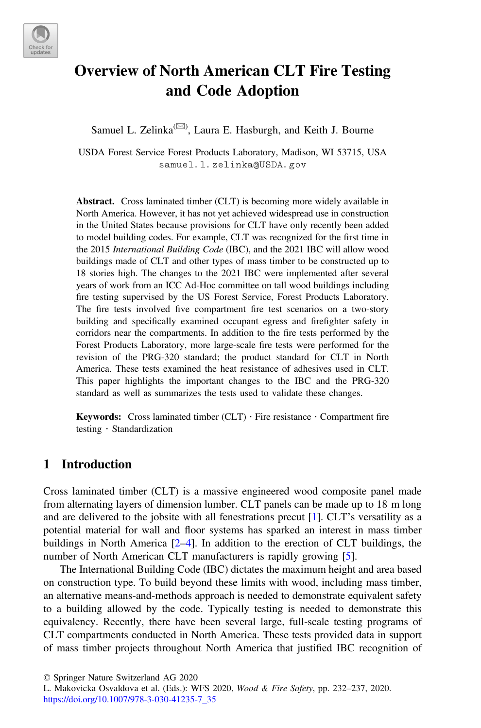// Overview of North American CLT Fire Testing and Code Adoption

Samuel L. Zelinka[✉], Laura E. Hasburgh, and Keith J. Bourne

USDA Forest Service Forest Products Laboratory, Madison, WI 53715, USA
samuel.l.zelinka@USDA.gov

**Abstract.** Cross laminated timber (CLT) is becoming more widely available in North America. However, it has not yet achieved widespread use in construction in the United States because provisions for CLT have only recently been added to model building codes. For example, CLT was recognized for the first time in the 2015 *International Building Code* (IBC), and the 2021 IBC will allow wood buildings made of CLT and other types of mass timber to be constructed up to 18 stories high. The changes to the 2021 IBC were implemented after several years of work from an ICC Ad-Hoc committee on tall wood buildings including fire testing supervised by the US Forest Service, Forest Products Laboratory. The fire tests involved five compartment fire test scenarios on a two-story building and specifically examined occupant egress and firefighter safety in corridors near the compartments. In addition to the fire tests performed by the Forest Products Laboratory, more large-scale fire tests were performed for the revision of the PRG-320 standard; the product standard for CLT in North America. These tests examined the heat resistance of adhesives used in CLT. This paper highlights the important changes to the IBC and the PRG-320 standard as well as summarizes the tests used to validate these changes.

**Keywords:** Cross laminated timber (CLT) · Fire resistance · Compartment fire testing · Standardization

## 1 Introduction

Cross laminated timber (CLT) is a massive engineered wood composite panel made from alternating layers of dimension lumber. CLT panels can be made up to 18 m long and are delivered to the jobsite with all fenestrations precut [1]. CLT's versatility as a potential material for wall and floor systems has sparked an interest in mass timber buildings in North America [2–4]. In addition to the erection of CLT buildings, the number of North American CLT manufacturers is rapidly growing [5].

The International Building Code (IBC) dictates the maximum height and area based on construction type. To build beyond these limits with wood, including mass timber, an alternative means-and-methods approach is needed to demonstrate equivalent safety to a building allowed by the code. Typically testing is needed to demonstrate this equivalency. Recently, there have been several large, full-scale testing programs of CLT compartments conducted in North America. These tests provided data in support of mass timber projects throughout North America that justified IBC recognition of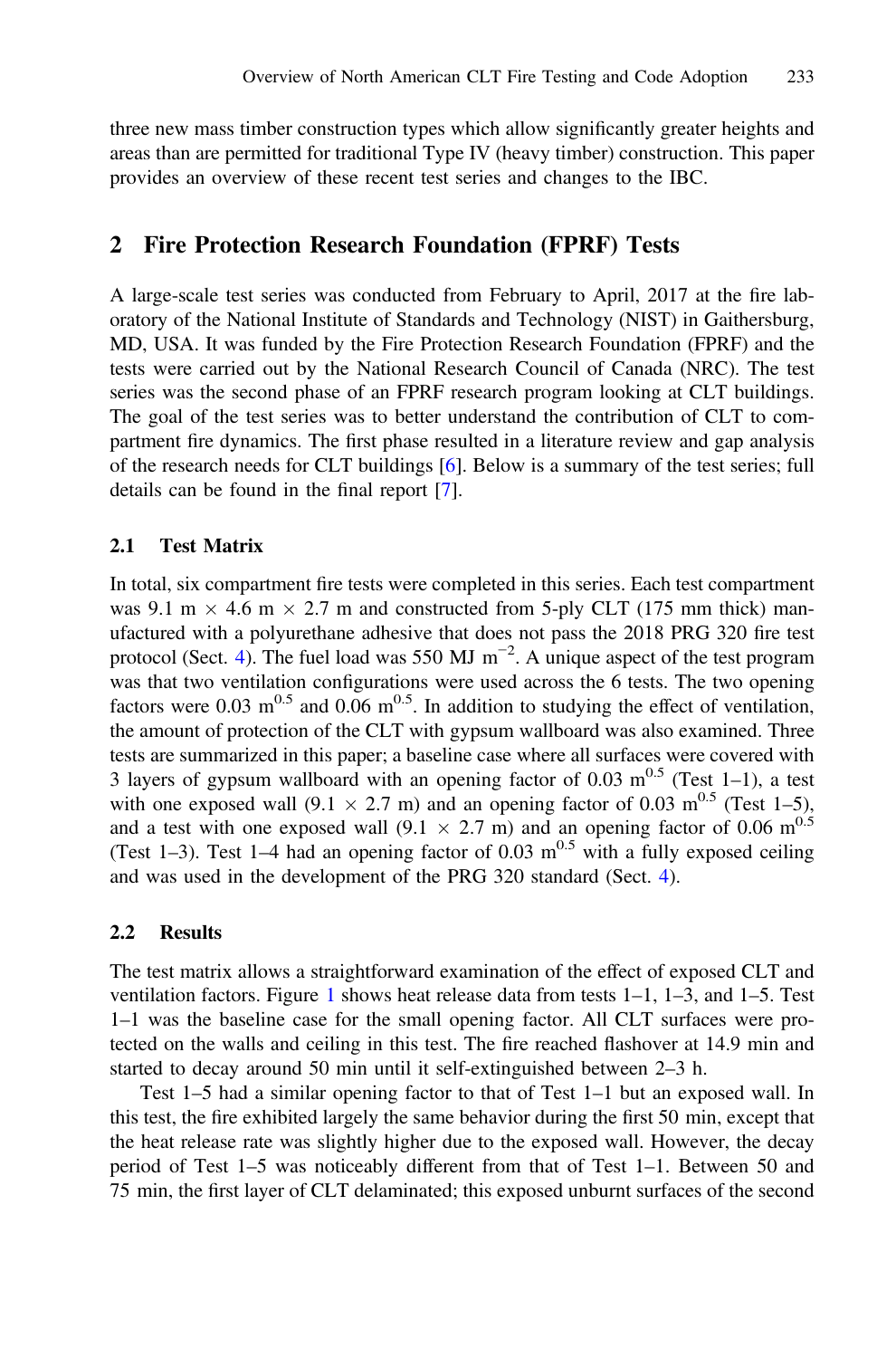three new mass timber construction types which allow significantly greater heights and areas than are permitted for traditional Type IV (heavy timber) construction. This paper provides an overview of these recent test series and changes to the IBC.

## 2 Fire Protection Research Foundation (FPRF) Tests

A large-scale test series was conducted from February to April, 2017 at the fire laboratory of the National Institute of Standards and Technology (NIST) in Gaithersburg, MD, USA. It was funded by the Fire Protection Research Foundation (FPRF) and the tests were carried out by the National Research Council of Canada (NRC). The test series was the second phase of an FPRF research program looking at CLT buildings. The goal of the test series was to better understand the contribution of CLT to compartment fire dynamics. The first phase resulted in a literature review and gap analysis of the research needs for CLT buildings [6]. Below is a summary of the test series; full details can be found in the final report [7].

### 2.1 Test Matrix

In total, six compartment fire tests were completed in this series. Each test compartment was 9.1 m × 4.6 m × 2.7 m and constructed from 5-ply CLT (175 mm thick) manufactured with a polyurethane adhesive that does not pass the 2018 PRG 320 fire test protocol (Sect. 4). The fuel load was 550 MJ $m^{-2}$. A unique aspect of the test program was that two ventilation configurations were used across the 6 tests. The two opening factors were 0.03 $m^{0.5}$ and 0.06 $m^{0.5}$. In addition to studying the effect of ventilation, the amount of protection of the CLT with gypsum wallboard was also examined. Three tests are summarized in this paper; a baseline case where all surfaces were covered with 3 layers of gypsum wallboard with an opening factor of 0.03 $m^{0.5}$ (Test 1–1), a test with one exposed wall (9.1 × 2.7 m) and an opening factor of 0.03 $m^{0.5}$ (Test 1–5), and a test with one exposed wall (9.1 × 2.7 m) and an opening factor of 0.06 $m^{0.5}$ (Test 1–3). Test 1–4 had an opening factor of 0.03 $m^{0.5}$ with a fully exposed ceiling and was used in the development of the PRG 320 standard (Sect. 4).

### 2.2 Results

The test matrix allows a straightforward examination of the effect of exposed CLT and ventilation factors. Figure 1 shows heat release data from tests 1–1, 1–3, and 1–5. Test 1–1 was the baseline case for the small opening factor. All CLT surfaces were protected on the walls and ceiling in this test. The fire reached flashover at 14.9 min and started to decay around 50 min until it self-extinguished between 2–3 h.

Test 1–5 had a similar opening factor to that of Test 1–1 but an exposed wall. In this test, the fire exhibited largely the same behavior during the first 50 min, except that the heat release rate was slightly higher due to the exposed wall. However, the decay period of Test 1–5 was noticeably different from that of Test 1–1. Between 50 and 75 min, the first layer of CLT delaminated; this exposed unburnt surfaces of the second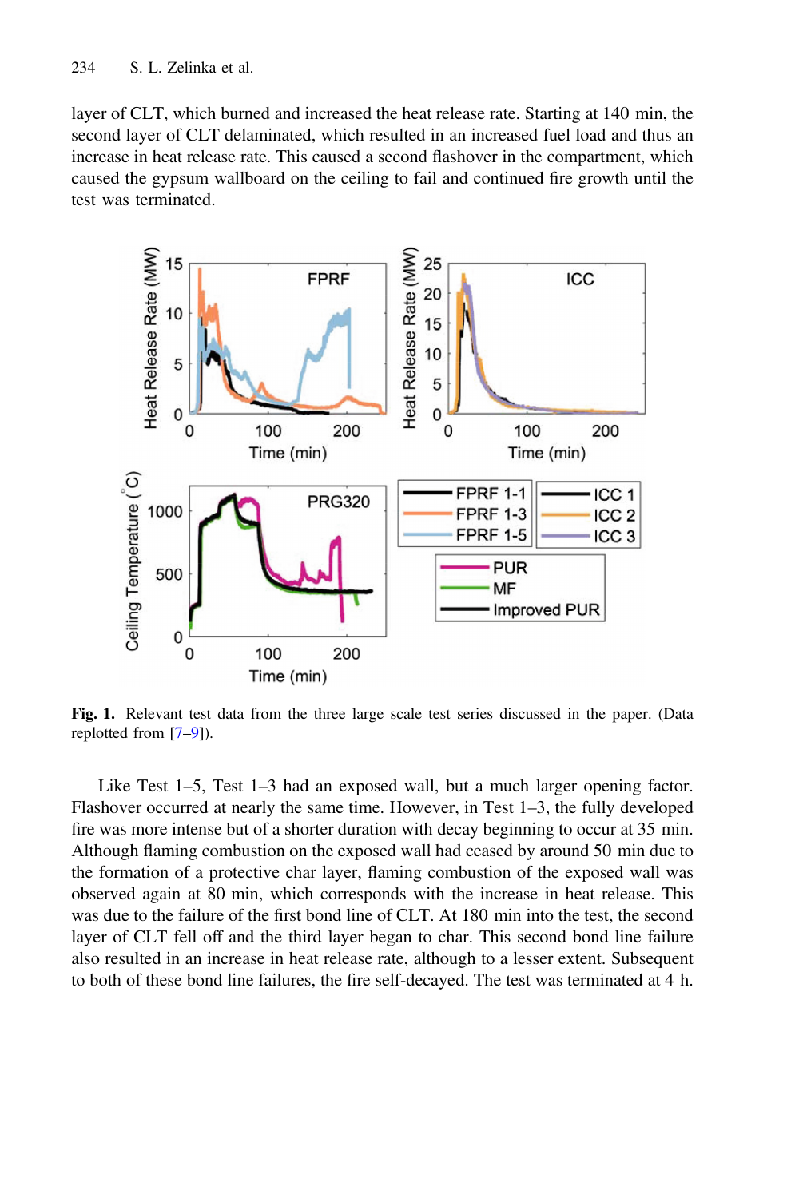layer of CLT, which burned and increased the heat release rate. Starting at 140 min, the second layer of CLT delaminated, which resulted in an increased fuel load and thus an increase in heat release rate. This caused a second flashover in the compartment, which caused the gypsum wallboard on the ceiling to fail and continued fire growth until the test was terminated.

**Fig. 1.** Relevant test data from the three large scale test series discussed in the paper. (Data replotted from [7–9]).

Like Test 1–5, Test 1–3 had an exposed wall, but a much larger opening factor. Flashover occurred at nearly the same time. However, in Test 1–3, the fully developed fire was more intense but of a shorter duration with decay beginning to occur at 35 min. Although flaming combustion on the exposed wall had ceased by around 50 min due to the formation of a protective char layer, flaming combustion of the exposed wall was observed again at 80 min, which corresponds with the increase in heat release. This was due to the failure of the first bond line of CLT. At 180 min into the test, the second layer of CLT fell off and the third layer began to char. This second bond line failure also resulted in an increase in heat release rate, although to a lesser extent. Subsequent to both of these bond line failures, the fire self-decayed. The test was terminated at 4 h.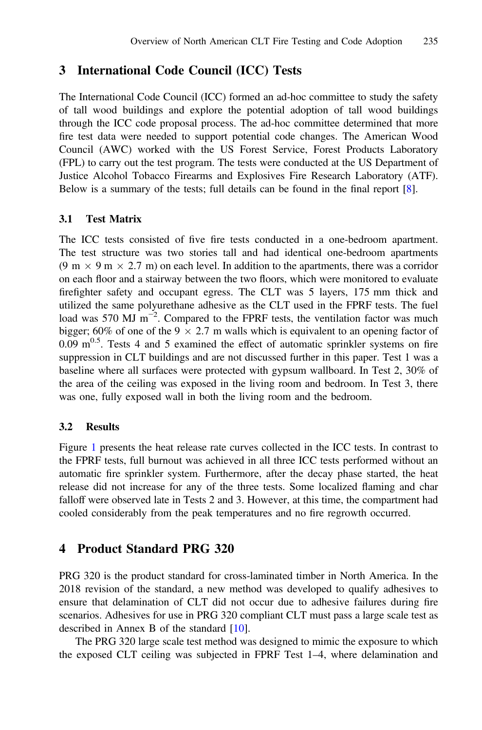## 3 International Code Council (ICC) Tests

The International Code Council (ICC) formed an ad-hoc committee to study the safety of tall wood buildings and explore the potential adoption of tall wood buildings through the ICC code proposal process. The ad-hoc committee determined that more fire test data were needed to support potential code changes. The American Wood Council (AWC) worked with the US Forest Service, Forest Products Laboratory (FPL) to carry out the test program. The tests were conducted at the US Department of Justice Alcohol Tobacco Firearms and Explosives Fire Research Laboratory (ATF). Below is a summary of the tests; full details can be found in the final report [8].

### 3.1 Test Matrix

The ICC tests consisted of five fire tests conducted in a one-bedroom apartment. The test structure was two stories tall and had identical one-bedroom apartments ($9 \text{ m} \times 9 \text{ m} \times 2.7 \text{ m}$) on each level. In addition to the apartments, there was a corridor on each floor and a stairway between the two floors, which were monitored to evaluate firefighter safety and occupant egress. The CLT was 5 layers, 175 mm thick and utilized the same polyurethane adhesive as the CLT used in the FPRF tests. The fuel load was 570 MJ $\text{m}^{-2}$. Compared to the FPRF tests, the ventilation factor was much bigger; 60% of one of the $9 \times 2.7$ m walls which is equivalent to an opening factor of 0.09 $\text{m}^{0.5}$. Tests 4 and 5 examined the effect of automatic sprinkler systems on fire suppression in CLT buildings and are not discussed further in this paper. Test 1 was a baseline where all surfaces were protected with gypsum wallboard. In Test 2, 30% of the area of the ceiling was exposed in the living room and bedroom. In Test 3, there was one, fully exposed wall in both the living room and the bedroom.

### 3.2 Results

Figure 1 presents the heat release rate curves collected in the ICC tests. In contrast to the FPRF tests, full burnout was achieved in all three ICC tests performed without an automatic fire sprinkler system. Furthermore, after the decay phase started, the heat release did not increase for any of the three tests. Some localized flaming and char falloff were observed late in Tests 2 and 3. However, at this time, the compartment had cooled considerably from the peak temperatures and no fire regrowth occurred.

## 4 Product Standard PRG 320

PRG 320 is the product standard for cross-laminated timber in North America. In the 2018 revision of the standard, a new method was developed to qualify adhesives to ensure that delamination of CLT did not occur due to adhesive failures during fire scenarios. Adhesives for use in PRG 320 compliant CLT must pass a large scale test as described in Annex B of the standard [10].

The PRG 320 large scale test method was designed to mimic the exposure to which the exposed CLT ceiling was subjected in FPRF Test 1–4, where delamination and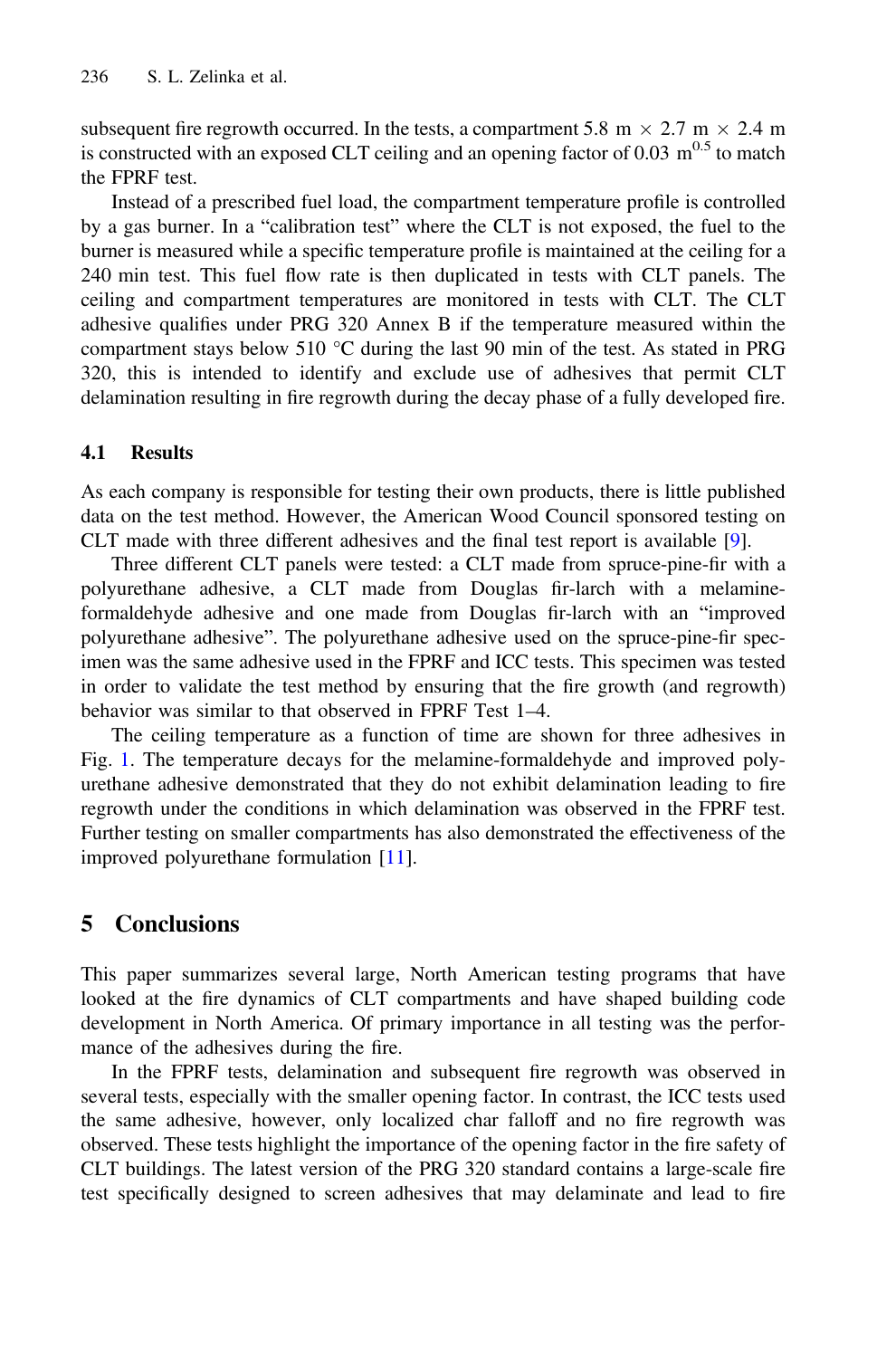subsequent fire regrowth occurred. In the tests, a compartment 5.8 m × 2.7 m × 2.4 m is constructed with an exposed CLT ceiling and an opening factor of 0.03 $m^{0.5}$ to match the FPRF test.

Instead of a prescribed fuel load, the compartment temperature profile is controlled by a gas burner. In a "calibration test" where the CLT is not exposed, the fuel to the burner is measured while a specific temperature profile is maintained at the ceiling for a 240 min test. This fuel flow rate is then duplicated in tests with CLT panels. The ceiling and compartment temperatures are monitored in tests with CLT. The CLT adhesive qualifies under PRG 320 Annex B if the temperature measured within the compartment stays below 510 °C during the last 90 min of the test. As stated in PRG 320, this is intended to identify and exclude use of adhesives that permit CLT delamination resulting in fire regrowth during the decay phase of a fully developed fire.

### 4.1 Results

As each company is responsible for testing their own products, there is little published data on the test method. However, the American Wood Council sponsored testing on CLT made with three different adhesives and the final test report is available [9].

Three different CLT panels were tested: a CLT made from spruce-pine-fir with a polyurethane adhesive, a CLT made from Douglas fir-larch with a melamine-formaldehyde adhesive and one made from Douglas fir-larch with an "improved polyurethane adhesive". The polyurethane adhesive used on the spruce-pine-fir specimen was the same adhesive used in the FPRF and ICC tests. This specimen was tested in order to validate the test method by ensuring that the fire growth (and regrowth) behavior was similar to that observed in FPRF Test 1–4.

The ceiling temperature as a function of time are shown for three adhesives in Fig. 1. The temperature decays for the melamine-formaldehyde and improved polyurethane adhesive demonstrated that they do not exhibit delamination leading to fire regrowth under the conditions in which delamination was observed in the FPRF test. Further testing on smaller compartments has also demonstrated the effectiveness of the improved polyurethane formulation [11].

## 5 Conclusions

This paper summarizes several large, North American testing programs that have looked at the fire dynamics of CLT compartments and have shaped building code development in North America. Of primary importance in all testing was the performance of the adhesives during the fire.

In the FPRF tests, delamination and subsequent fire regrowth was observed in several tests, especially with the smaller opening factor. In contrast, the ICC tests used the same adhesive, however, only localized char falloff and no fire regrowth was observed. These tests highlight the importance of the opening factor in the fire safety of CLT buildings. The latest version of the PRG 320 standard contains a large-scale fire test specifically designed to screen adhesives that may delaminate and lead to fire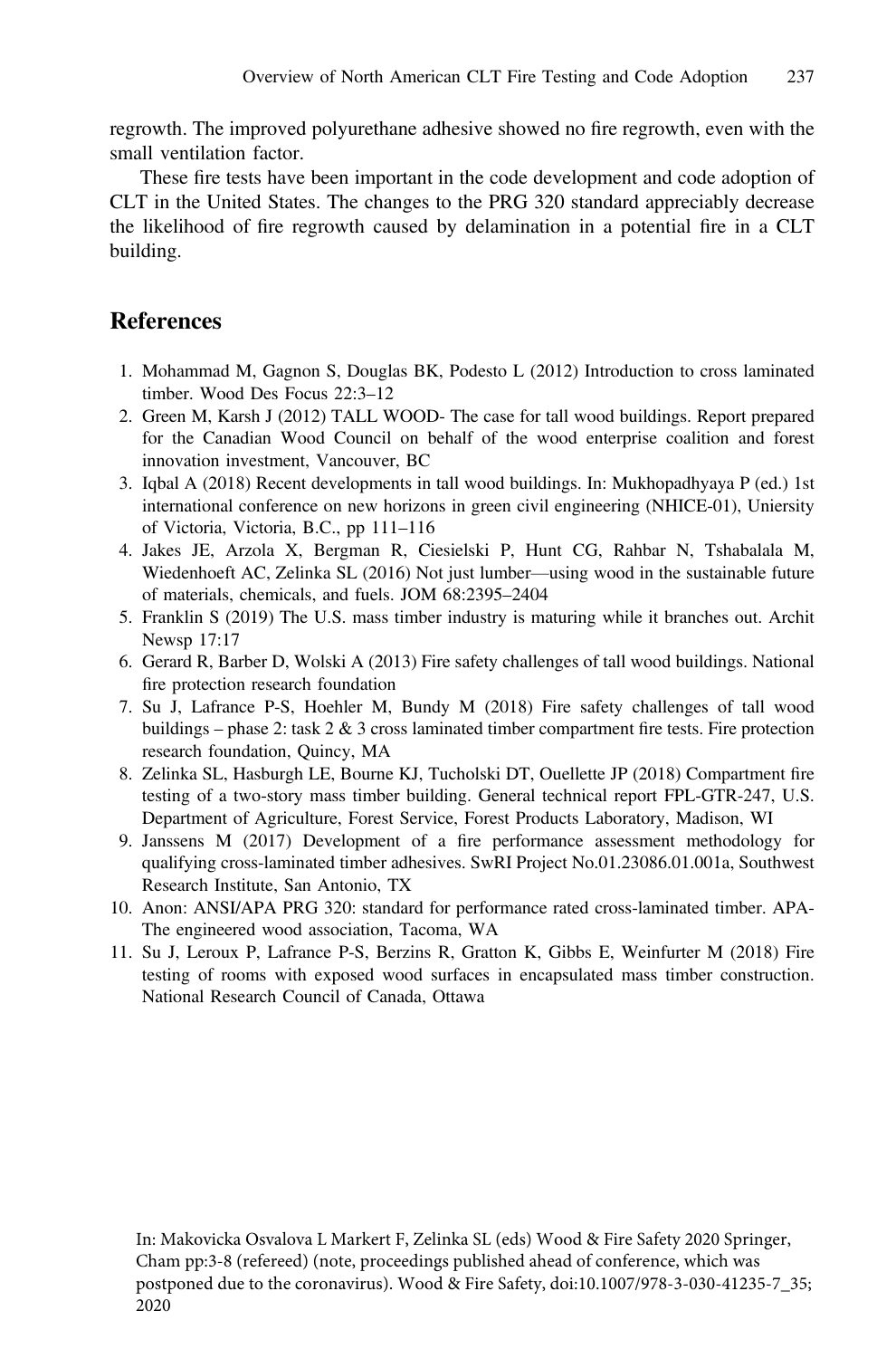regrowth. The improved polyurethane adhesive showed no fire regrowth, even with the small ventilation factor.

These fire tests have been important in the code development and code adoption of CLT in the United States. The changes to the PRG 320 standard appreciably decrease the likelihood of fire regrowth caused by delamination in a potential fire in a CLT building.

## References

1. Mohammad M, Gagnon S, Douglas BK, Podesto L (2012) Introduction to cross laminated timber. Wood Des Focus 22:3–12
2. Green M, Karsh J (2012) TALL WOOD- The case for tall wood buildings. Report prepared for the Canadian Wood Council on behalf of the wood enterprise coalition and forest innovation investment, Vancouver, BC
3. Iqbal A (2018) Recent developments in tall wood buildings. In: Mukhopadhyaya P (ed.) 1st international conference on new horizons in green civil engineering (NHICE-01), Uniersity of Victoria, Victoria, B.C., pp 111–116
4. Jakes JE, Arzola X, Bergman R, Ciesielski P, Hunt CG, Rahbar N, Tshabalala M, Wiedenhoeft AC, Zelinka SL (2016) Not just lumber—using wood in the sustainable future of materials, chemicals, and fuels. JOM 68:2395–2404
5. Franklin S (2019) The U.S. mass timber industry is maturing while it branches out. Archit Newsp 17:17
6. Gerard R, Barber D, Wolski A (2013) Fire safety challenges of tall wood buildings. National fire protection research foundation
7. Su J, Lafrance P-S, Hoehler M, Bundy M (2018) Fire safety challenges of tall wood buildings – phase 2: task 2 & 3 cross laminated timber compartment fire tests. Fire protection research foundation, Quincy, MA
8. Zelinka SL, Hasburgh LE, Bourne KJ, Tucholski DT, Ouellette JP (2018) Compartment fire testing of a two-story mass timber building. General technical report FPL-GTR-247, U.S. Department of Agriculture, Forest Service, Forest Products Laboratory, Madison, WI
9. Janssens M (2017) Development of a fire performance assessment methodology for qualifying cross-laminated timber adhesives. SwRI Project No.01.23086.01.001a, Southwest Research Institute, San Antonio, TX
10. Anon: ANSI/APA PRG 320: standard for performance rated cross-laminated timber. APA-The engineered wood association, Tacoma, WA
11. Su J, Leroux P, Lafrance P-S, Berzins R, Gratton K, Gibbs E, Weinfurter M (2018) Fire testing of rooms with exposed wood surfaces in encapsulated mass timber construction. National Research Council of Canada, Ottawa

In: Makovicka Osvalova L Markert F, Zelinka SL (eds) Wood & Fire Safety 2020 Springer, Cham pp:3-8 (refereed) (note, proceedings published ahead of conference, which was postponed due to the coronavirus). Wood & Fire Safety, doi:10.1007/978-3-030-41235-7_35; 2020